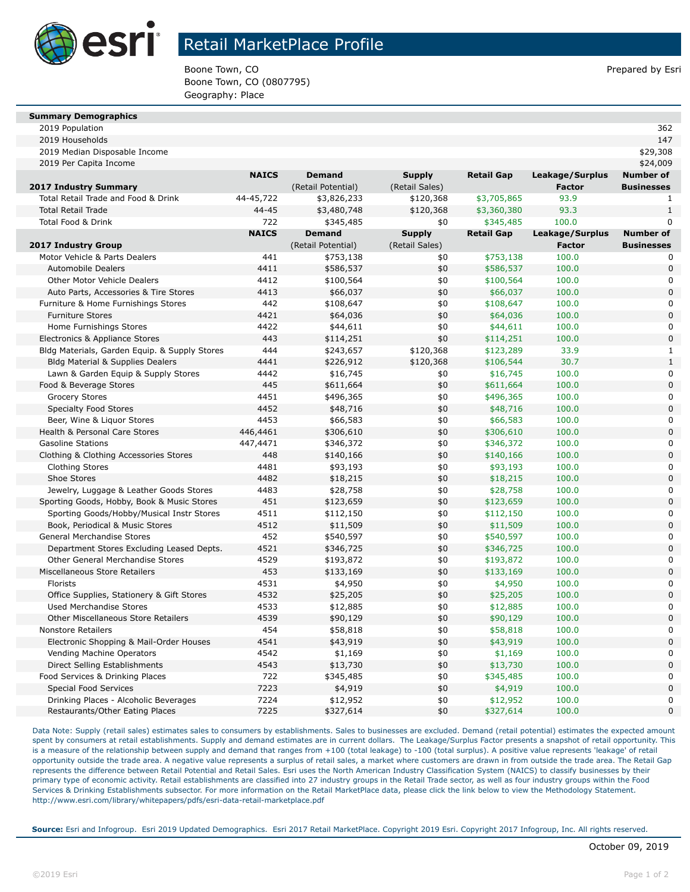# Retail MarketPlace Profile

Boone Town, CO
Boone Town, CO (0807795)
Geography: Place

Prepared by Esri

| Summary Demographics | |
|---|---|
| 2019 Population | 362 |
| 2019 Households | 147 |
| 2019 Median Disposable Income | $29,308 |
| 2019 Per Capita Income | $24,009 |

| 2017 Industry Summary | NAICS | Demand (Retail Potential) | Supply (Retail Sales) | Retail Gap | Leakage/Surplus Factor | Number of Businesses |
|---|---|---|---|---|---|---|
| Total Retail Trade and Food & Drink | 44-45,722 | $3,826,233 | $120,368 | $3,705,865 | 93.9 | 1 |
| Total Retail Trade | 44-45 | $3,480,748 | $120,368 | $3,360,380 | 93.3 | 1 |
| Total Food & Drink | 722 | $345,485 | $0 | $345,485 | 100.0 | 0 |

| 2017 Industry Group | NAICS | Demand (Retail Potential) | Supply (Retail Sales) | Retail Gap | Leakage/Surplus Factor | Number of Businesses |
|---|---|---|---|---|---|---|
| Motor Vehicle & Parts Dealers | 441 | $753,138 | $0 | $753,138 | 100.0 | 0 |
| Automobile Dealers | 4411 | $586,537 | $0 | $586,537 | 100.0 | 0 |
| Other Motor Vehicle Dealers | 4412 | $100,564 | $0 | $100,564 | 100.0 | 0 |
| Auto Parts, Accessories & Tire Stores | 4413 | $66,037 | $0 | $66,037 | 100.0 | 0 |
| Furniture & Home Furnishings Stores | 442 | $108,647 | $0 | $108,647 | 100.0 | 0 |
| Furniture Stores | 4421 | $64,036 | $0 | $64,036 | 100.0 | 0 |
| Home Furnishings Stores | 4422 | $44,611 | $0 | $44,611 | 100.0 | 0 |
| Electronics & Appliance Stores | 443 | $114,251 | $0 | $114,251 | 100.0 | 0 |
| Bldg Materials, Garden Equip. & Supply Stores | 444 | $243,657 | $120,368 | $123,289 | 33.9 | 1 |
| Bldg Material & Supplies Dealers | 4441 | $226,912 | $120,368 | $106,544 | 30.7 | 1 |
| Lawn & Garden Equip & Supply Stores | 4442 | $16,745 | $0 | $16,745 | 100.0 | 0 |
| Food & Beverage Stores | 445 | $611,664 | $0 | $611,664 | 100.0 | 0 |
| Grocery Stores | 4451 | $496,365 | $0 | $496,365 | 100.0 | 0 |
| Specialty Food Stores | 4452 | $48,716 | $0 | $48,716 | 100.0 | 0 |
| Beer, Wine & Liquor Stores | 4453 | $66,583 | $0 | $66,583 | 100.0 | 0 |
| Health & Personal Care Stores | 446,4461 | $306,610 | $0 | $306,610 | 100.0 | 0 |
| Gasoline Stations | 447,4471 | $346,372 | $0 | $346,372 | 100.0 | 0 |
| Clothing & Clothing Accessories Stores | 448 | $140,166 | $0 | $140,166 | 100.0 | 0 |
| Clothing Stores | 4481 | $93,193 | $0 | $93,193 | 100.0 | 0 |
| Shoe Stores | 4482 | $18,215 | $0 | $18,215 | 100.0 | 0 |
| Jewelry, Luggage & Leather Goods Stores | 4483 | $28,758 | $0 | $28,758 | 100.0 | 0 |
| Sporting Goods, Hobby, Book & Music Stores | 451 | $123,659 | $0 | $123,659 | 100.0 | 0 |
| Sporting Goods/Hobby/Musical Instr Stores | 4511 | $112,150 | $0 | $112,150 | 100.0 | 0 |
| Book, Periodical & Music Stores | 4512 | $11,509 | $0 | $11,509 | 100.0 | 0 |
| General Merchandise Stores | 452 | $540,597 | $0 | $540,597 | 100.0 | 0 |
| Department Stores Excluding Leased Depts. | 4521 | $346,725 | $0 | $346,725 | 100.0 | 0 |
| Other General Merchandise Stores | 4529 | $193,872 | $0 | $193,872 | 100.0 | 0 |
| Miscellaneous Store Retailers | 453 | $133,169 | $0 | $133,169 | 100.0 | 0 |
| Florists | 4531 | $4,950 | $0 | $4,950 | 100.0 | 0 |
| Office Supplies, Stationery & Gift Stores | 4532 | $25,205 | $0 | $25,205 | 100.0 | 0 |
| Used Merchandise Stores | 4533 | $12,885 | $0 | $12,885 | 100.0 | 0 |
| Other Miscellaneous Store Retailers | 4539 | $90,129 | $0 | $90,129 | 100.0 | 0 |
| Nonstore Retailers | 454 | $58,818 | $0 | $58,818 | 100.0 | 0 |
| Electronic Shopping & Mail-Order Houses | 4541 | $43,919 | $0 | $43,919 | 100.0 | 0 |
| Vending Machine Operators | 4542 | $1,169 | $0 | $1,169 | 100.0 | 0 |
| Direct Selling Establishments | 4543 | $13,730 | $0 | $13,730 | 100.0 | 0 |
| Food Services & Drinking Places | 722 | $345,485 | $0 | $345,485 | 100.0 | 0 |
| Special Food Services | 7223 | $4,919 | $0 | $4,919 | 100.0 | 0 |
| Drinking Places - Alcoholic Beverages | 7224 | $12,952 | $0 | $12,952 | 100.0 | 0 |
| Restaurants/Other Eating Places | 7225 | $327,614 | $0 | $327,614 | 100.0 | 0 |

Data Note: Supply (retail sales) estimates sales to consumers by establishments. Sales to businesses are excluded. Demand (retail potential) estimates the expected amount spent by consumers at retail establishments. Supply and demand estimates are in current dollars. The Leakage/Surplus Factor presents a snapshot of retail opportunity. This is a measure of the relationship between supply and demand that ranges from +100 (total leakage) to -100 (total surplus). A positive value represents 'leakage' of retail opportunity outside the trade area. A negative value represents a surplus of retail sales, a market where customers are drawn in from outside the trade area. The Retail Gap represents the difference between Retail Potential and Retail Sales. Esri uses the North American Industry Classification System (NAICS) to classify businesses by their primary type of economic activity. Retail establishments are classified into 27 industry groups in the Retail Trade sector, as well as four industry groups within the Food Services & Drinking Establishments subsector. For more information on the Retail MarketPlace data, please click the link below to view the Methodology Statement.
http://www.esri.com/library/whitepapers/pdfs/esri-data-retail-marketplace.pdf

**Source:** Esri and Infogroup. Esri 2019 Updated Demographics. Esri 2017 Retail MarketPlace. Copyright 2019 Esri. Copyright 2017 Infogroup, Inc. All rights reserved.

October 09, 2019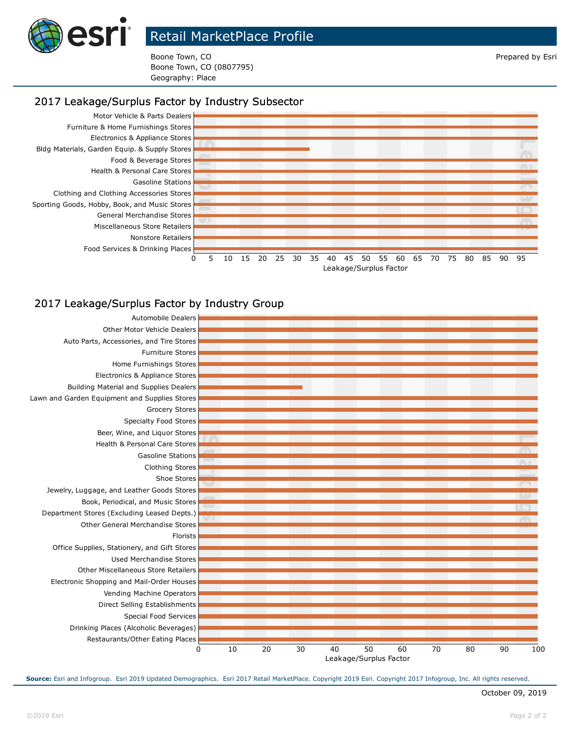# Retail MarketPlace Profile

Boone Town, CO
Boone Town, CO (0807795)
Geography: Place

Prepared by Esri

## 2017 Leakage/Surplus Factor by Industry Subsector

Motor Vehicle & Parts Dealers
Furniture & Home Furnishings Stores
Electronics & Appliance Stores
Bldg Materials, Garden Equip. & Supply Stores
Food & Beverage Stores
Health & Personal Care Stores
Gasoline Stations
Clothing and Clothing Accessories Stores
Sporting Goods, Hobby, Book, and Music Stores
General Merchandise Stores
Miscellaneous Store Retailers
Nonstore Retailers
Food Services & Drinking Places

Surplus
Leakage

0 5 10 15 20 25 30 35 40 45 50 55 60 65 70 75 80 85 90 95

Leakage/Surplus Factor

## 2017 Leakage/Surplus Factor by Industry Group

Automobile Dealers
Other Motor Vehicle Dealers
Auto Parts, Accessories, and Tire Stores
Furniture Stores
Home Furnishings Stores
Electronics & Appliance Stores
Building Material and Supplies Dealers
Lawn and Garden Equipment and Supplies Stores
Grocery Stores
Specialty Food Stores
Beer, Wine, and Liquor Stores
Health & Personal Care Stores
Gasoline Stations
Clothing Stores
Shoe Stores
Jewelry, Luggage, and Leather Goods Stores
Book, Periodical, and Music Stores
Department Stores (Excluding Leased Depts.)
Other General Merchandise Stores
Florists
Office Supplies, Stationery, and Gift Stores
Used Merchandise Stores
Other Miscellaneous Store Retailers
Electronic Shopping and Mail-Order Houses
Vending Machine Operators
Direct Selling Establishments
Special Food Services
Drinking Places (Alcoholic Beverages)
Restaurants/Other Eating Places

Surplus
Leakage

0 10 20 30 40 50 60 70 80 90 100

Leakage/Surplus Factor

**Source:** Esri and Infogroup. Esri 2019 Updated Demographics. Esri 2017 Retail MarketPlace. Copyright 2019 Esri. Copyright 2017 Infogroup, Inc. All rights reserved.

October 09, 2019